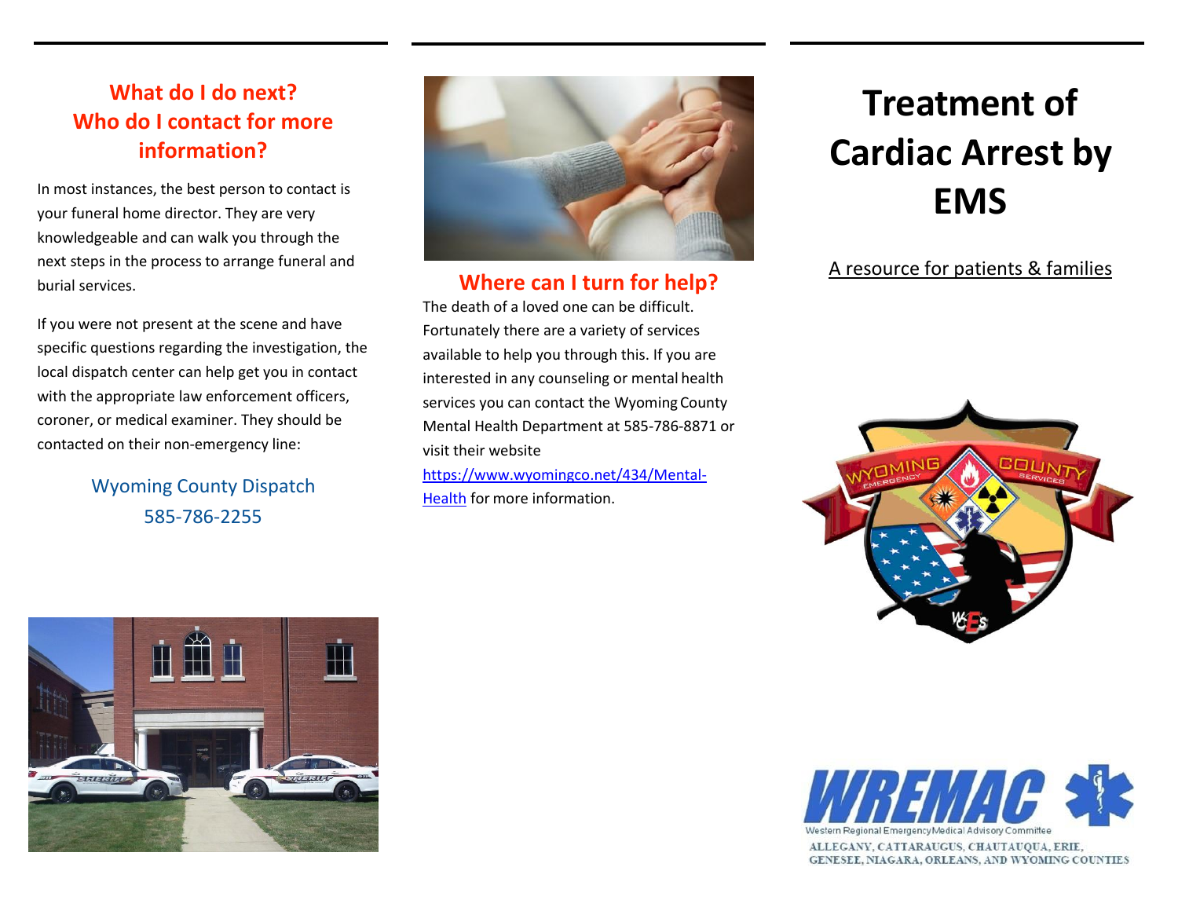## What do I do next? Who do I contact for more information?

In most instances, the best person to contact is your funeral home director. They are very knowledgeable and can walk you through the next steps in the process to arrange funeral and burial services.

If you were not present at the scene and have specific questions regarding the investigation, the local dispatch center can help get you in contact with the appropriate law enforcement officers, coroner, or medical examiner. They should be contacted on their non-emergency line:

Wyoming County Dispatch
585-786-2255

## Where can I turn for help?

The death of a loved one can be difficult. Fortunately there are a variety of services available to help you through this. If you are interested in any counseling or mental health services you can contact the Wyoming County Mental Health Department at 585-786-8871 or visit their website [https://www.wyomingco.net/434/Mental-Health](https://www.wyomingco.net/434/Mental-Health) for more information.

# Treatment of Cardiac Arrest by EMS

A resource for patients & families

WREMAC
Western Regional Emergency Medical Advisory Committee
ALLEGANY, CATTARAUGUS, CHAUTAUQUA, ERIE, GENESEE, NIAGARA, ORLEANS, AND WYOMING COUNTIES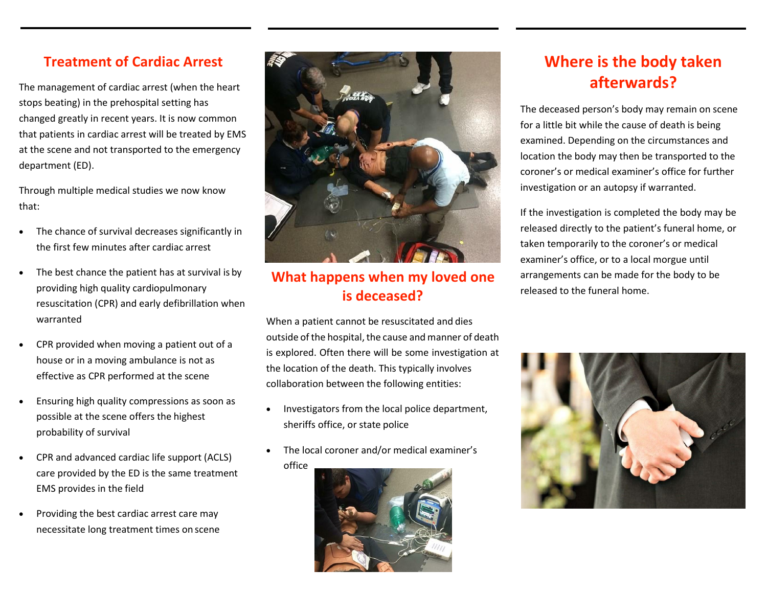## Treatment of Cardiac Arrest

The management of cardiac arrest (when the heart stops beating) in the prehospital setting has changed greatly in recent years. It is now common that patients in cardiac arrest will be treated by EMS at the scene and not transported to the emergency department (ED).

Through multiple medical studies we now know that:

- The chance of survival decreases significantly in the first few minutes after cardiac arrest
- The best chance the patient has at survival is by providing high quality cardiopulmonary resuscitation (CPR) and early defibrillation when warranted
- CPR provided when moving a patient out of a house or in a moving ambulance is not as effective as CPR performed at the scene
- Ensuring high quality compressions as soon as possible at the scene offers the highest probability of survival
- CPR and advanced cardiac life support (ACLS) care provided by the ED is the same treatment EMS provides in the field
- Providing the best cardiac arrest care may necessitate long treatment times on scene

## What happens when my loved one is deceased?

When a patient cannot be resuscitated and dies outside of the hospital, the cause and manner of death is explored. Often there will be some investigation at the location of the death. This typically involves collaboration between the following entities:

- Investigators from the local police department, sheriffs office, or state police
- The local coroner and/or medical examiner's office

## Where is the body taken afterwards?

The deceased person's body may remain on scene for a little bit while the cause of death is being examined. Depending on the circumstances and location the body may then be transported to the coroner's or medical examiner's office for further investigation or an autopsy if warranted.

If the investigation is completed the body may be released directly to the patient's funeral home, or taken temporarily to the coroner's or medical examiner's office, or to a local morgue until arrangements can be made for the body to be released to the funeral home.